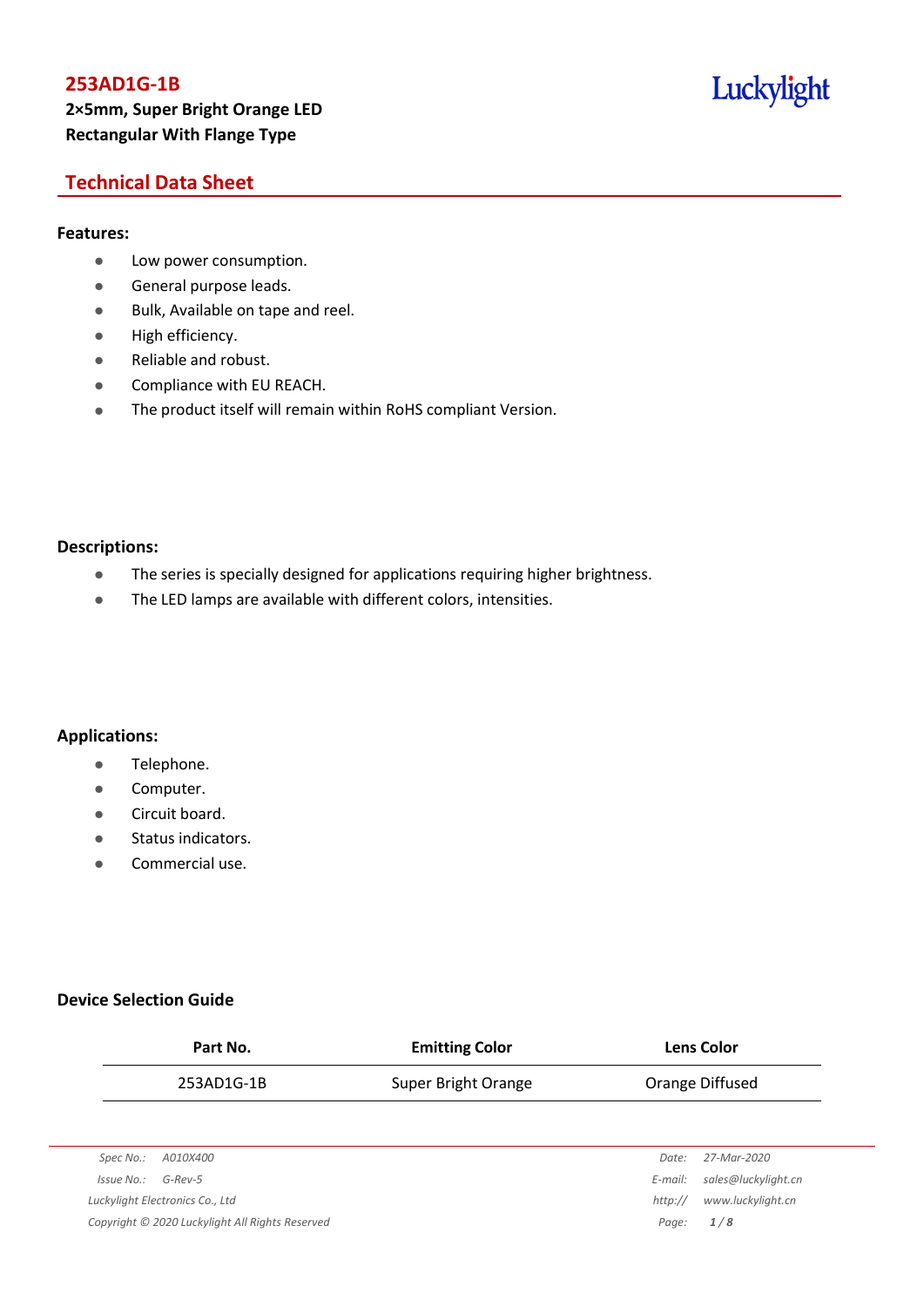# 253AD1G-1B

**2×5mm, Super Bright Orange LED**
**Rectangular With Flange Type**

Luckylight

## Technical Data Sheet

### Features:

- Low power consumption.
- General purpose leads.
- Bulk, Available on tape and reel.
- High efficiency.
- Reliable and robust.
- Compliance with EU REACH.
- The product itself will remain within RoHS compliant Version.

### Descriptions:

- The series is specially designed for applications requiring higher brightness.
- The LED lamps are available with different colors, intensities.

### Applications:

- Telephone.
- Computer.
- Circuit board.
- Status indicators.
- Commercial use.

### Device Selection Guide

| Part No. | Emitting Color | Lens Color |
|---|---|---|
| 253AD1G-1B | Super Bright Orange | Orange Diffused |

*Spec No.: A010X400*
*Issue No.: G-Rev-5*
*Luckylight Electronics Co., Ltd*
*Copyright © 2020 Luckylight All Rights Reserved*

*Date: 27-Mar-2020*
*E-mail: sales@luckylight.cn*
*http:// www.luckylight.cn*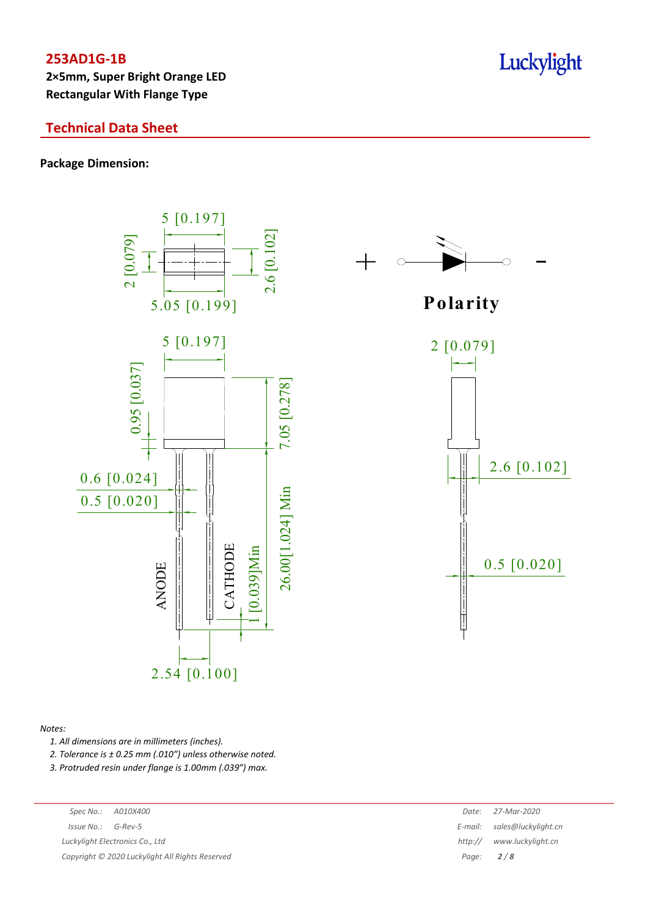**253AD1G-1B**

**2×5mm, Super Bright Orange LED**
**Rectangular With Flange Type**

## Technical Data Sheet

**Package Dimension:**

5 [0.197]
2 [0.079]
2.6 [0.102]
5.05 [0.199]

Polarity

+ −

5 [0.197]
0.95 [0.037]
7.05 [0.278]
0.6 [0.024]
0.5 [0.020]
ANODE
CATHODE
1 [0.039]Min
26.00[1.024] Min
2.54 [0.100]

2 [0.079]
2.6 [0.102]
0.5 [0.020]

*Notes:*

1. *All dimensions are in millimeters (inches).*
2. *Tolerance is ± 0.25 mm (.010″) unless otherwise noted.*
3. *Protruded resin under flange is 1.00mm (.039″) max.*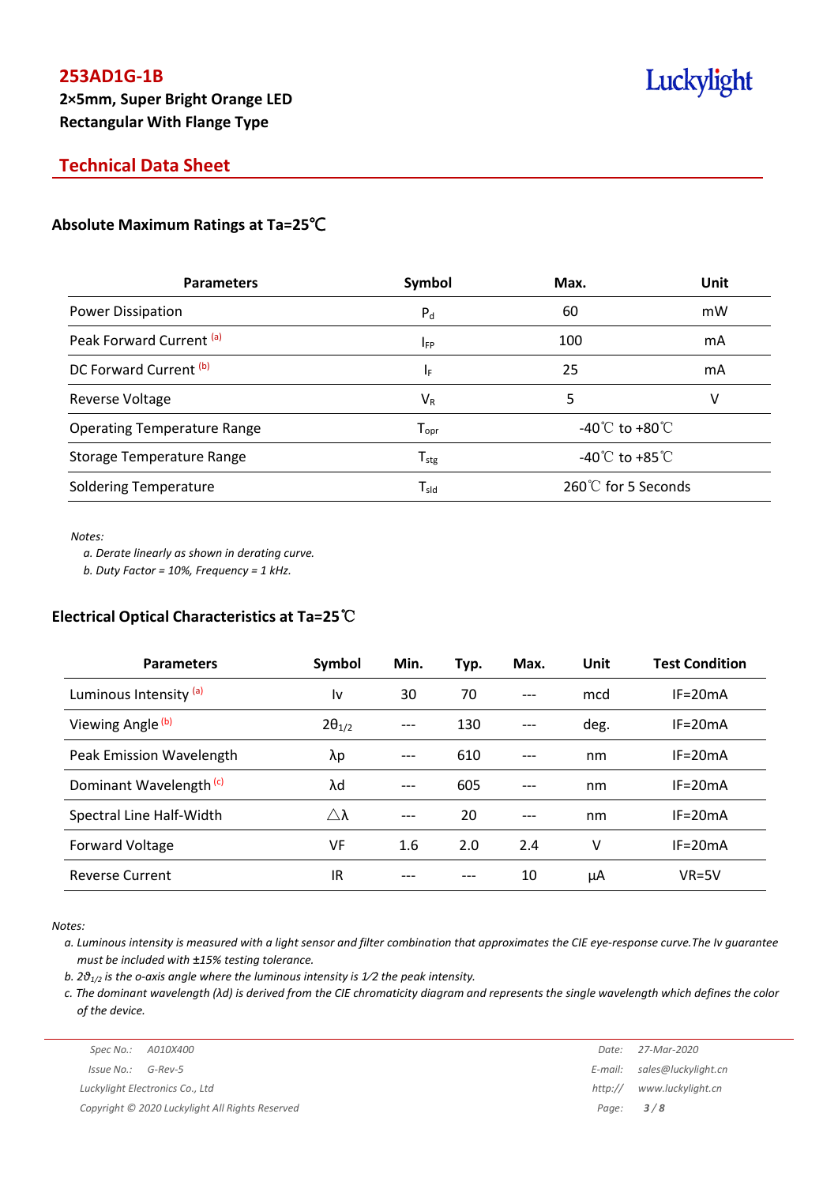# 253AD1G-1B

**2×5mm, Super Bright Orange LED**
**Rectangular With Flange Type**

## Technical Data Sheet

### Absolute Maximum Ratings at Ta=25℃

| Parameters | Symbol | Max. | Unit |
|---|---|---|---|
| Power Dissipation | $P_d$ | 60 | mW |
| Peak Forward Current [(a)] | $I_{FP}$ | 100 | mA |
| DC Forward Current [(b)] | $I_F$ | 25 | mA |
| Reverse Voltage | $V_R$ | 5 | V |
| Operating Temperature Range | $T_{opr}$ | -40℃ to +80℃ | |
| Storage Temperature Range | $T_{stg}$ | -40℃ to +85℃ | |
| Soldering Temperature | $T_{sld}$ | 260℃ for 5 Seconds | |

*Notes:*

*a. Derate linearly as shown in derating curve.*

*b. Duty Factor = 10%, Frequency = 1 kHz.*

### Electrical Optical Characteristics at Ta=25℃

| Parameters | Symbol | Min. | Typ. | Max. | Unit | Test Condition |
|---|---|---|---|---|---|---|
| Luminous Intensity [(a)] | Iv | 30 | 70 | --- | mcd | IF=20mA |
| Viewing Angle [(b)] | $2\theta_{1/2}$ | --- | 130 | --- | deg. | IF=20mA |
| Peak Emission Wavelength | λp | --- | 610 | --- | nm | IF=20mA |
| Dominant Wavelength [(c)] | λd | --- | 605 | --- | nm | IF=20mA |
| Spectral Line Half-Width | △λ | --- | 20 | --- | nm | IF=20mA |
| Forward Voltage | VF | 1.6 | 2.0 | 2.4 | V | IF=20mA |
| Reverse Current | IR | --- | --- | 10 | μA | VR=5V |

*Notes:*

*a. Luminous intensity is measured with a light sensor and filter combination that approximates the CIE eye-response curve.The Iv guarantee must be included with ±15% testing tolerance.*

*b. $2\theta_{1/2}$ is the o-axis angle where the luminous intensity is 1⁄2 the peak intensity.*

*c. The dominant wavelength (λd) is derived from the CIE chromaticity diagram and represents the single wavelength which defines the color of the device.*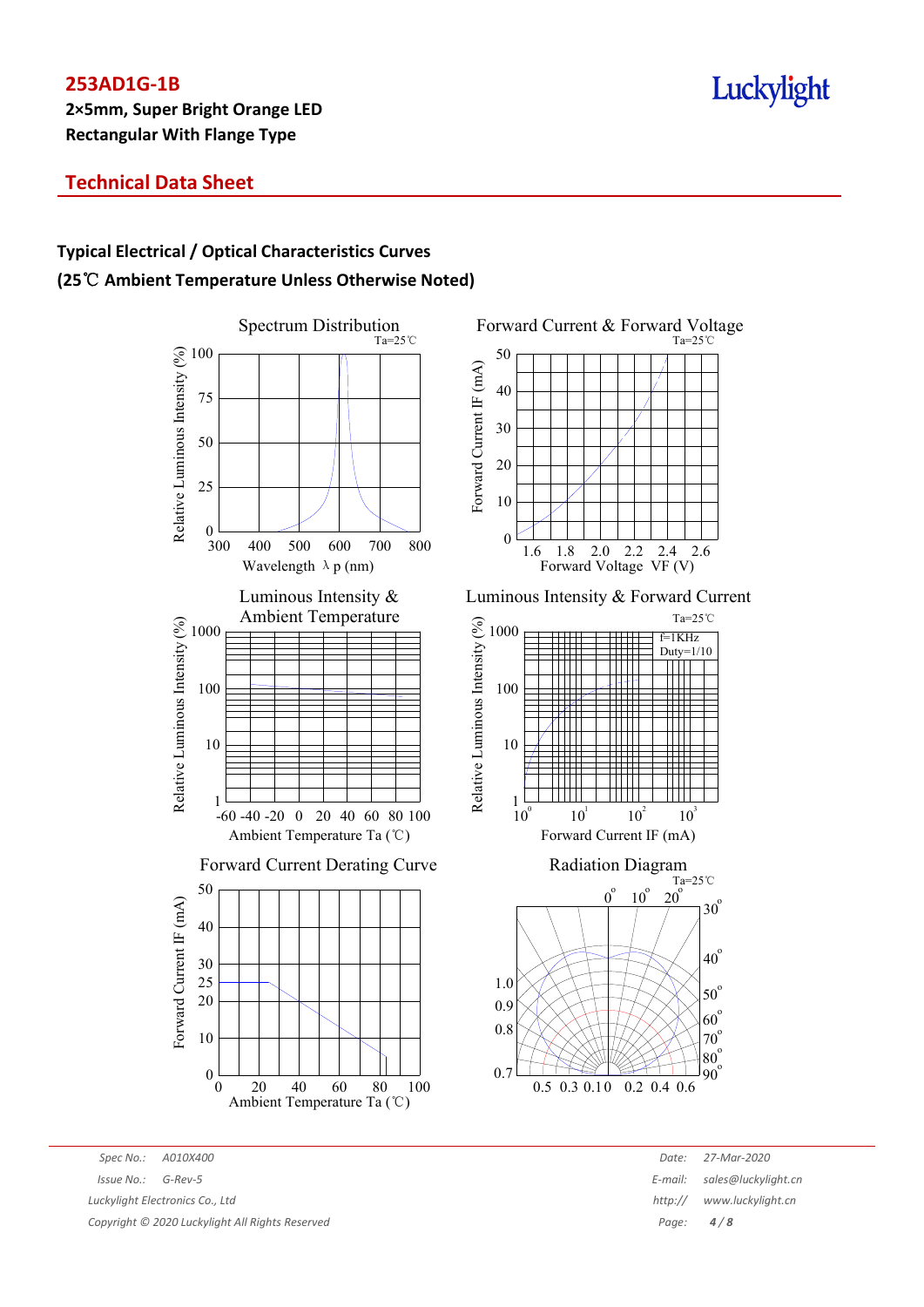# 253AD1G-1B

**2×5mm, Super Bright Orange LED**
**Rectangular With Flange Type**

## Technical Data Sheet

### Typical Electrical / Optical Characteristics Curves
### (25℃ Ambient Temperature Unless Otherwise Noted)

Spectrum Distribution
Ta=25℃
Relative Luminous Intensity (%): 0, 25, 50, 75, 100
Wavelength λ p (nm): 300, 400, 500, 600, 700, 800

Forward Current & Forward Voltage
Ta=25℃
Forward Current IF (mA): 0, 10, 20, 30, 40, 50
Forward Voltage VF (V): 1.6, 1.8, 2.0, 2.2, 2.4, 2.6

Luminous Intensity & Ambient Temperature
Relative Luminous Intensity (%): 1, 10, 100, 1000
Ambient Temperature Ta (℃): -60, -40, -20, 0, 20, 40, 60, 80, 100

Luminous Intensity & Forward Current
Ta=25℃
f=1KHz
Duty=1/10
Relative Luminous Intensity (%): 1, 10, 100, 1000
Forward Current IF (mA): $10^0$, $10^1$, $10^2$, $10^3$

Forward Current Derating Curve
Forward Current IF (mA): 0, 10, 20, 25, 30, 40, 50
Ambient Temperature Ta (℃): 0, 20, 40, 60, 80, 100

Radiation Diagram
Ta=25℃
0°, 10°, 20°, 30°, 40°, 50°, 60°, 70°, 80°, 90°
1.0, 0.9, 0.8, 0.7
0.5, 0.3, 0.1, 0, 0.2, 0.4, 0.6

Spec No.: A010X400
Issue No.: G-Rev-5
Luckylight Electronics Co., Ltd
Copyright © 2020 Luckylight All Rights Reserved

Date: 27-Mar-2020
E-mail: sales@luckylight.cn
http:// www.luckylight.cn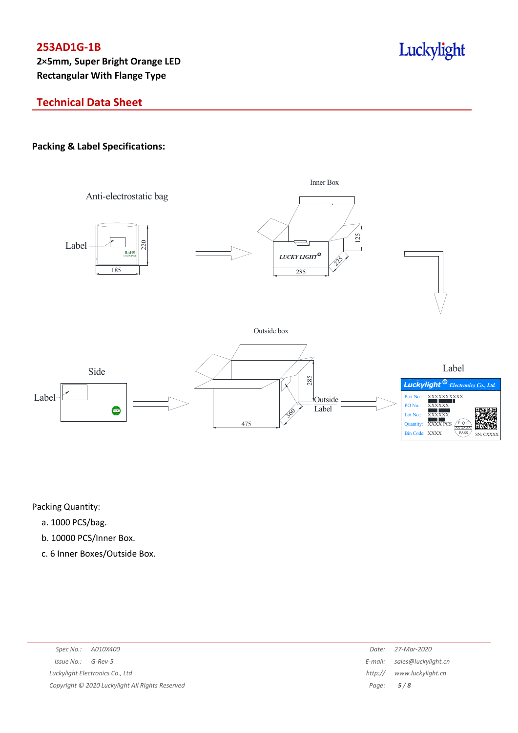## Packing & Label Specifications:

Anti-electrostatic bag

Label

220

185

Inner Box

LUCKY LIGHT

125

225

285

Outside box

285

360

475

Side

Label

Outside Label

Label

Luckylight Electronics Co., Ltd.

Part No.: XXXXXXXXXX

PO No.: XXXXXX

Lot No.: XXXXXX

Quantity: XXXX PCS

Bin Code: XXXX

SN: CXXXX

Packing Quantity:

a. 1000 PCS/bag.

b. 10000 PCS/Inner Box.

c. 6 Inner Boxes/Outside Box.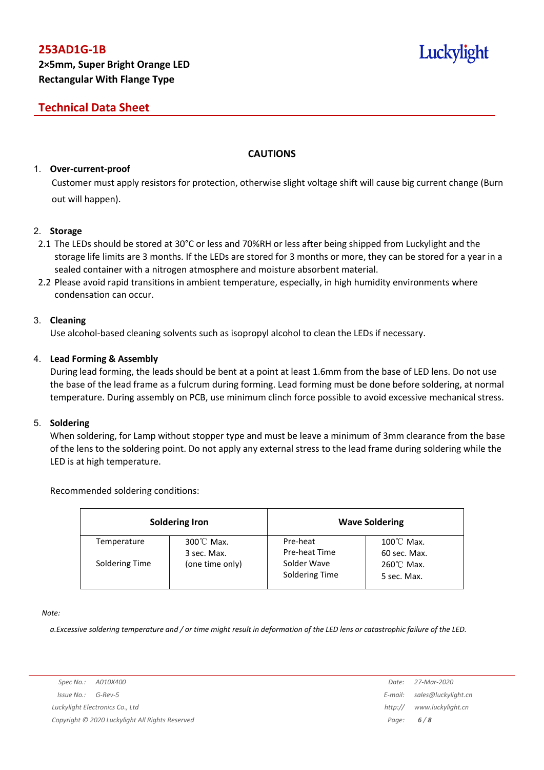## CAUTIONS

1. **Over-current-proof**

   Customer must apply resistors for protection, otherwise slight voltage shift will cause big current change (Burn out will happen).

2. **Storage**

   2.1 The LEDs should be stored at 30°C or less and 70%RH or less after being shipped from Luckylight and the storage life limits are 3 months. If the LEDs are stored for 3 months or more, they can be stored for a year in a sealed container with a nitrogen atmosphere and moisture absorbent material.

   2.2 Please avoid rapid transitions in ambient temperature, especially, in high humidity environments where condensation can occur.

3. **Cleaning**

   Use alcohol-based cleaning solvents such as isopropyl alcohol to clean the LEDs if necessary.

4. **Lead Forming & Assembly**

   During lead forming, the leads should be bent at a point at least 1.6mm from the base of LED lens. Do not use the base of the lead frame as a fulcrum during forming. Lead forming must be done before soldering, at normal temperature. During assembly on PCB, use minimum clinch force possible to avoid excessive mechanical stress.

5. **Soldering**

   When soldering, for Lamp without stopper type and must be leave a minimum of 3mm clearance from the base of the lens to the soldering point. Do not apply any external stress to the lead frame during soldering while the LED is at high temperature.

   Recommended soldering conditions:

| Soldering Iron | | Wave Soldering | |
|---|---|---|---|
| Temperature | 300℃ Max. | Pre-heat | 100℃ Max. |
| Soldering Time | 3 sec. Max. (one time only) | Pre-heat Time | 60 sec. Max. |
| | | Solder Wave | 260℃ Max. |
| | | Soldering Time | 5 sec. Max. |

*Note:*

*a.Excessive soldering temperature and / or time might result in deformation of the LED lens or catastrophic failure of the LED.*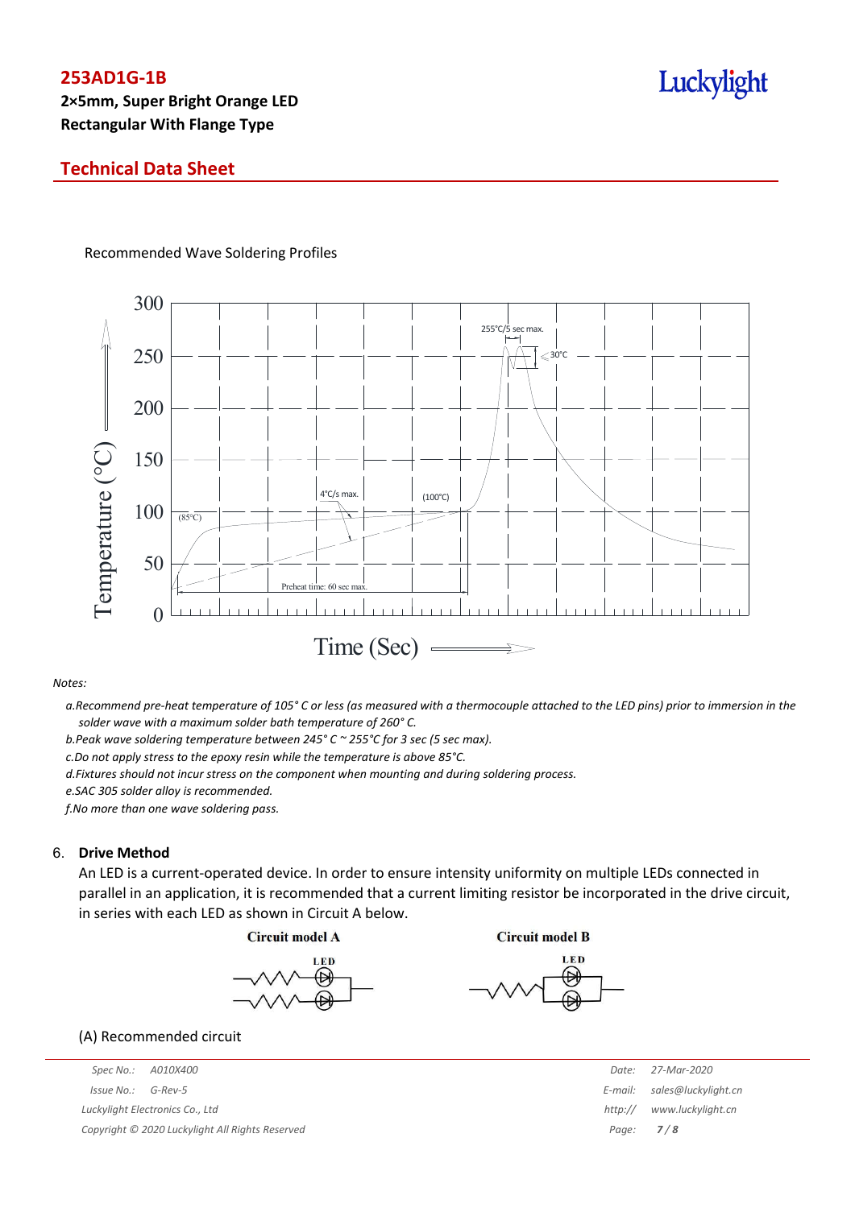Recommended Wave Soldering Profiles

*Notes:*

*a.Recommend pre-heat temperature of 105° C or less (as measured with a thermocouple attached to the LED pins) prior to immersion in the solder wave with a maximum solder bath temperature of 260° C.*

*b.Peak wave soldering temperature between 245° C ~ 255°C for 3 sec (5 sec max).*

*c.Do not apply stress to the epoxy resin while the temperature is above 85°C.*

*d.Fixtures should not incur stress on the component when mounting and during soldering process.*

*e.SAC 305 solder alloy is recommended.*

*f.No more than one wave soldering pass.*

6. **Drive Method**

An LED is a current-operated device. In order to ensure intensity uniformity on multiple LEDs connected in parallel in an application, it is recommended that a current limiting resistor be incorporated in the drive circuit, in series with each LED as shown in Circuit A below.

Circuit model A　　　Circuit model B

(A) Recommended circuit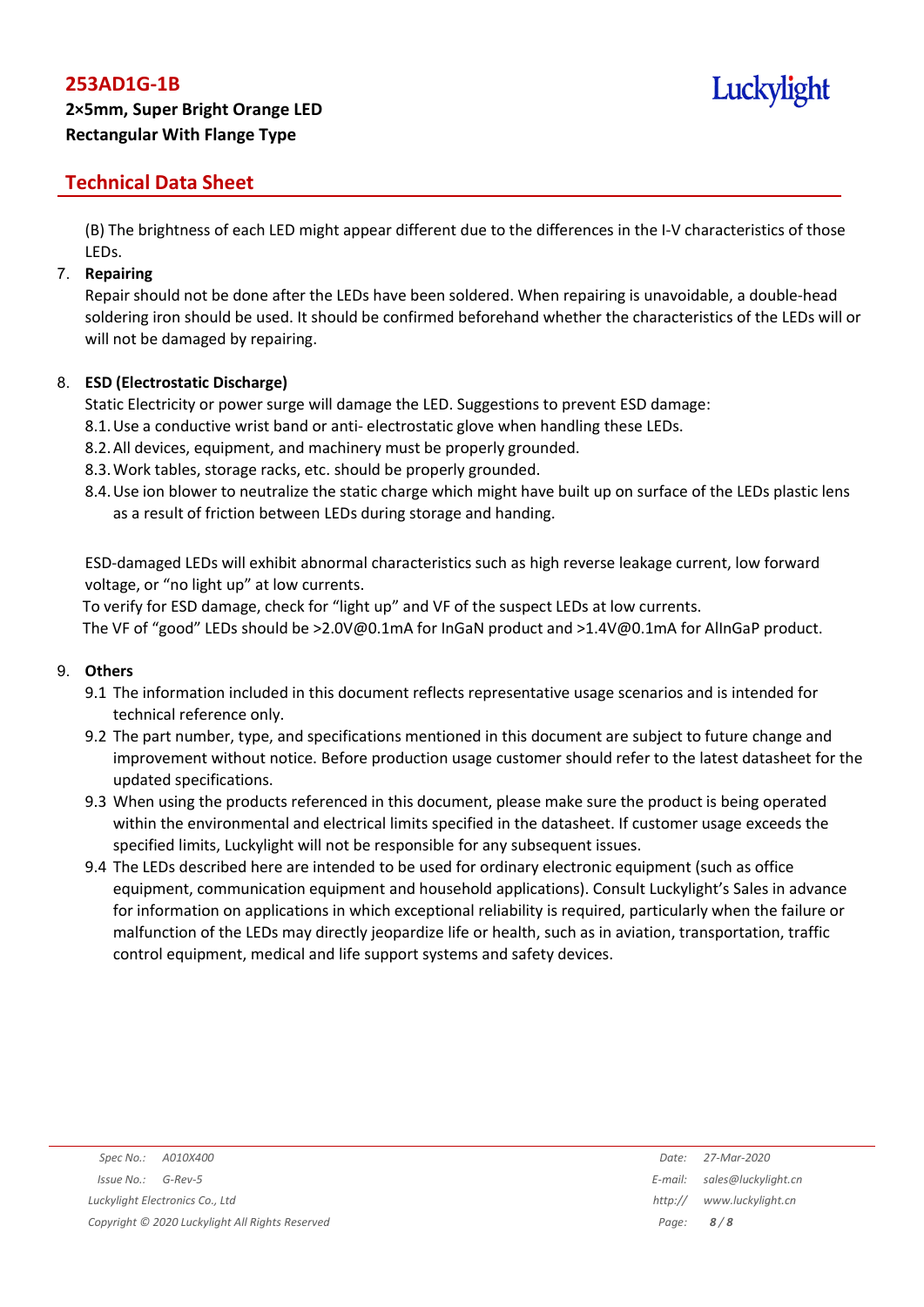(B) The brightness of each LED might appear different due to the differences in the I-V characteristics of those LEDs.

7. **Repairing**

   Repair should not be done after the LEDs have been soldered. When repairing is unavoidable, a double-head soldering iron should be used. It should be confirmed beforehand whether the characteristics of the LEDs will or will not be damaged by repairing.

8. **ESD (Electrostatic Discharge)**

   Static Electricity or power surge will damage the LED. Suggestions to prevent ESD damage:

   8.1. Use a conductive wrist band or anti- electrostatic glove when handling these LEDs.

   8.2. All devices, equipment, and machinery must be properly grounded.

   8.3. Work tables, storage racks, etc. should be properly grounded.

   8.4. Use ion blower to neutralize the static charge which might have built up on surface of the LEDs plastic lens as a result of friction between LEDs during storage and handing.

   ESD-damaged LEDs will exhibit abnormal characteristics such as high reverse leakage current, low forward voltage, or "no light up" at low currents.

   To verify for ESD damage, check for "light up" and VF of the suspect LEDs at low currents.

   The VF of "good" LEDs should be >2.0V@0.1mA for InGaN product and >1.4V@0.1mA for AlInGaP product.

9. **Others**

   9.1 The information included in this document reflects representative usage scenarios and is intended for technical reference only.

   9.2 The part number, type, and specifications mentioned in this document are subject to future change and improvement without notice. Before production usage customer should refer to the latest datasheet for the updated specifications.

   9.3 When using the products referenced in this document, please make sure the product is being operated within the environmental and electrical limits specified in the datasheet. If customer usage exceeds the specified limits, Luckylight will not be responsible for any subsequent issues.

   9.4 The LEDs described here are intended to be used for ordinary electronic equipment (such as office equipment, communication equipment and household applications). Consult Luckylight's Sales in advance for information on applications in which exceptional reliability is required, particularly when the failure or malfunction of the LEDs may directly jeopardize life or health, such as in aviation, transportation, traffic control equipment, medical and life support systems and safety devices.